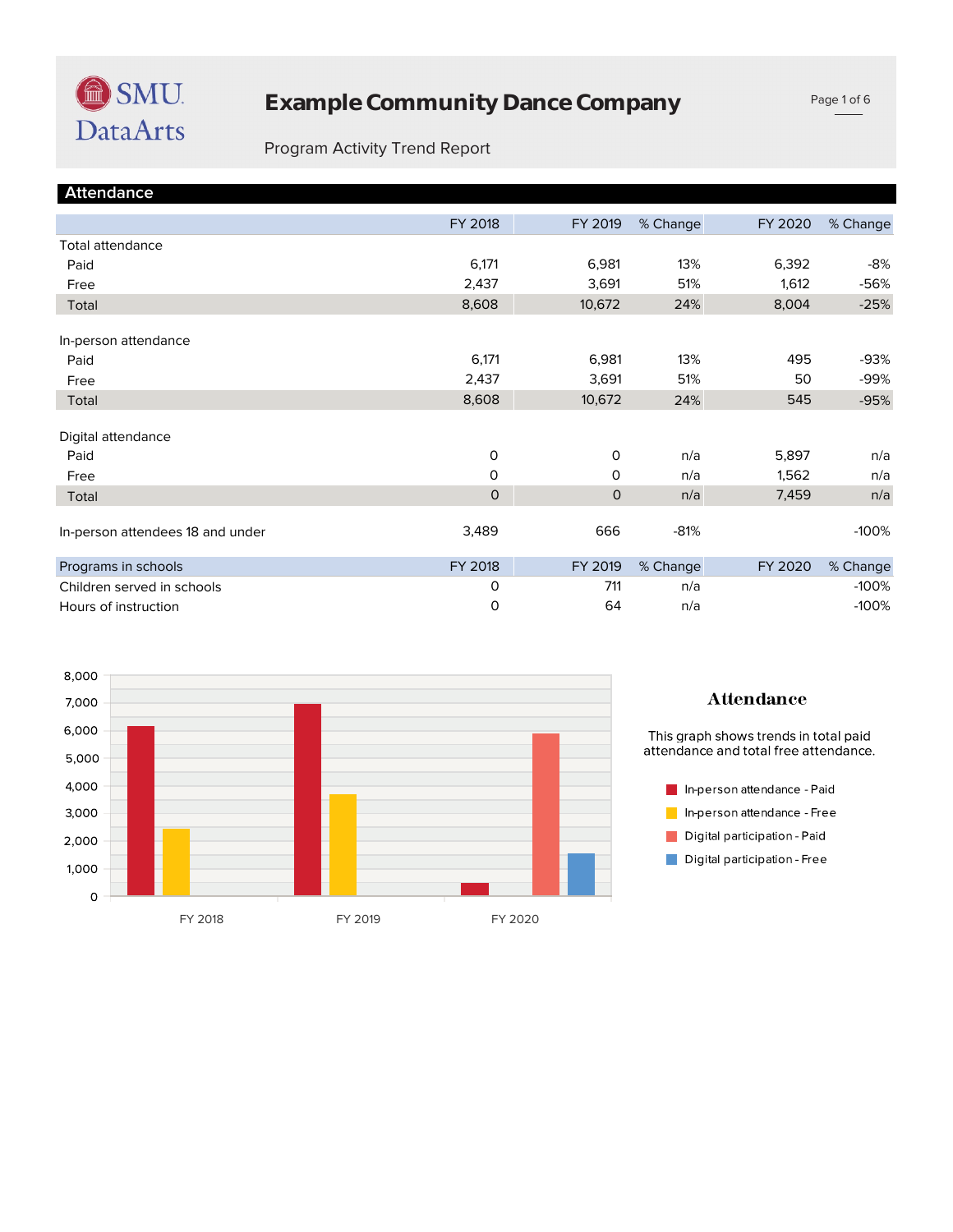SMU DataArts

# Example Community Dance Company

Program Activity Trend Report

## Attendance

| | FY 2018 | FY 2019 | % Change | FY 2020 | % Change |
|---|---|---|---|---|---|
| Total attendance | | | | | |
| Paid | 6,171 | 6,981 | 13% | 6,392 | -8% |
| Free | 2,437 | 3,691 | 51% | 1,612 | -56% |
| Total | 8,608 | 10,672 | 24% | 8,004 | -25% |
| In-person attendance | | | | | |
| Paid | 6,171 | 6,981 | 13% | 495 | -93% |
| Free | 2,437 | 3,691 | 51% | 50 | -99% |
| Total | 8,608 | 10,672 | 24% | 545 | -95% |
| Digital attendance | | | | | |
| Paid | 0 | 0 | n/a | 5,897 | n/a |
| Free | 0 | 0 | n/a | 1,562 | n/a |
| Total | 0 | 0 | n/a | 7,459 | n/a |
| In-person attendees 18 and under | 3,489 | 666 | -81% | | -100% |

| Programs in schools | FY 2018 | FY 2019 | % Change | FY 2020 | % Change |
|---|---|---|---|---|---|
| Children served in schools | 0 | 711 | n/a | | -100% |
| Hours of instruction | 0 | 64 | n/a | | -100% |

### Attendance

This graph shows trends in total paid attendance and total free attendance.

| | In-person attendance - Paid | In-person attendance - Free | Digital participation - Paid | Digital participation - Free |
|---|---|---|---|---|
| FY 2018 | 6,171 | 2,437 | 0 | 0 |
| FY 2019 | 6,981 | 3,691 | 0 | 0 |
| FY 2020 | 495 | 50 | 5,897 | 1,562 |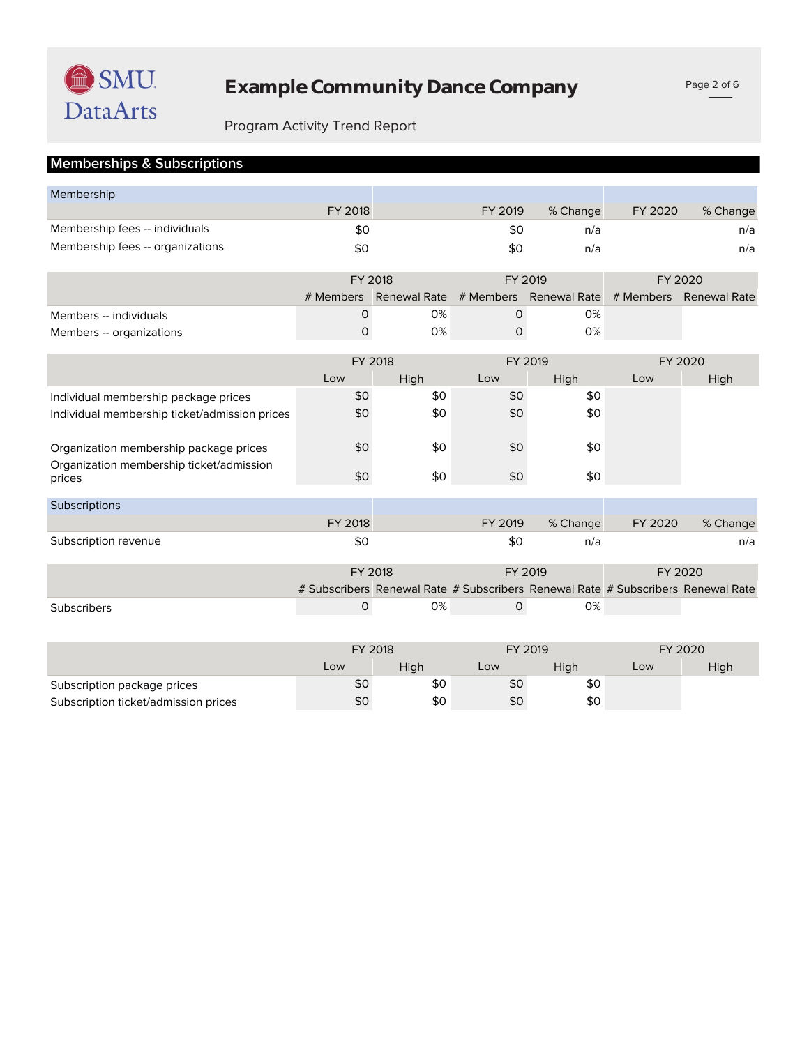# Example Community Dance Company

Program Activity Trend Report

## Memberships & Subscriptions

### Membership

| | FY 2018 | FY 2019 | % Change | FY 2020 | % Change |
|---|---|---|---|---|---|
| Membership fees -- individuals | $0 | $0 | n/a | | n/a |
| Membership fees -- organizations | $0 | $0 | n/a | | n/a |

| | FY 2018 | | FY 2019 | | FY 2020 | |
|---|---|---|---|---|---|---|
| | # Members | Renewal Rate | # Members | Renewal Rate | # Members | Renewal Rate |
| Members -- individuals | 0 | 0% | 0 | 0% | | |
| Members -- organizations | 0 | 0% | 0 | 0% | | |

| | FY 2018 | | FY 2019 | | FY 2020 | |
|---|---|---|---|---|---|---|
| | Low | High | Low | High | Low | High |
| Individual membership package prices | $0 | $0 | $0 | $0 | | |
| Individual membership ticket/admission prices | $0 | $0 | $0 | $0 | | |
| Organization membership package prices | $0 | $0 | $0 | $0 | | |
| Organization membership ticket/admission prices | $0 | $0 | $0 | $0 | | |

### Subscriptions

| | FY 2018 | FY 2019 | % Change | FY 2020 | % Change |
|---|---|---|---|---|---|
| Subscription revenue | $0 | $0 | n/a | | n/a |

| | FY 2018 | | FY 2019 | | FY 2020 | |
|---|---|---|---|---|---|---|
| | # Subscribers | Renewal Rate | # Subscribers | Renewal Rate | # Subscribers | Renewal Rate |
| Subscribers | 0 | 0% | 0 | 0% | | |

| | FY 2018 | | FY 2019 | | FY 2020 | |
|---|---|---|---|---|---|---|
| | Low | High | Low | High | Low | High |
| Subscription package prices | $0 | $0 | $0 | $0 | | |
| Subscription ticket/admission prices | $0 | $0 | $0 | $0 | | |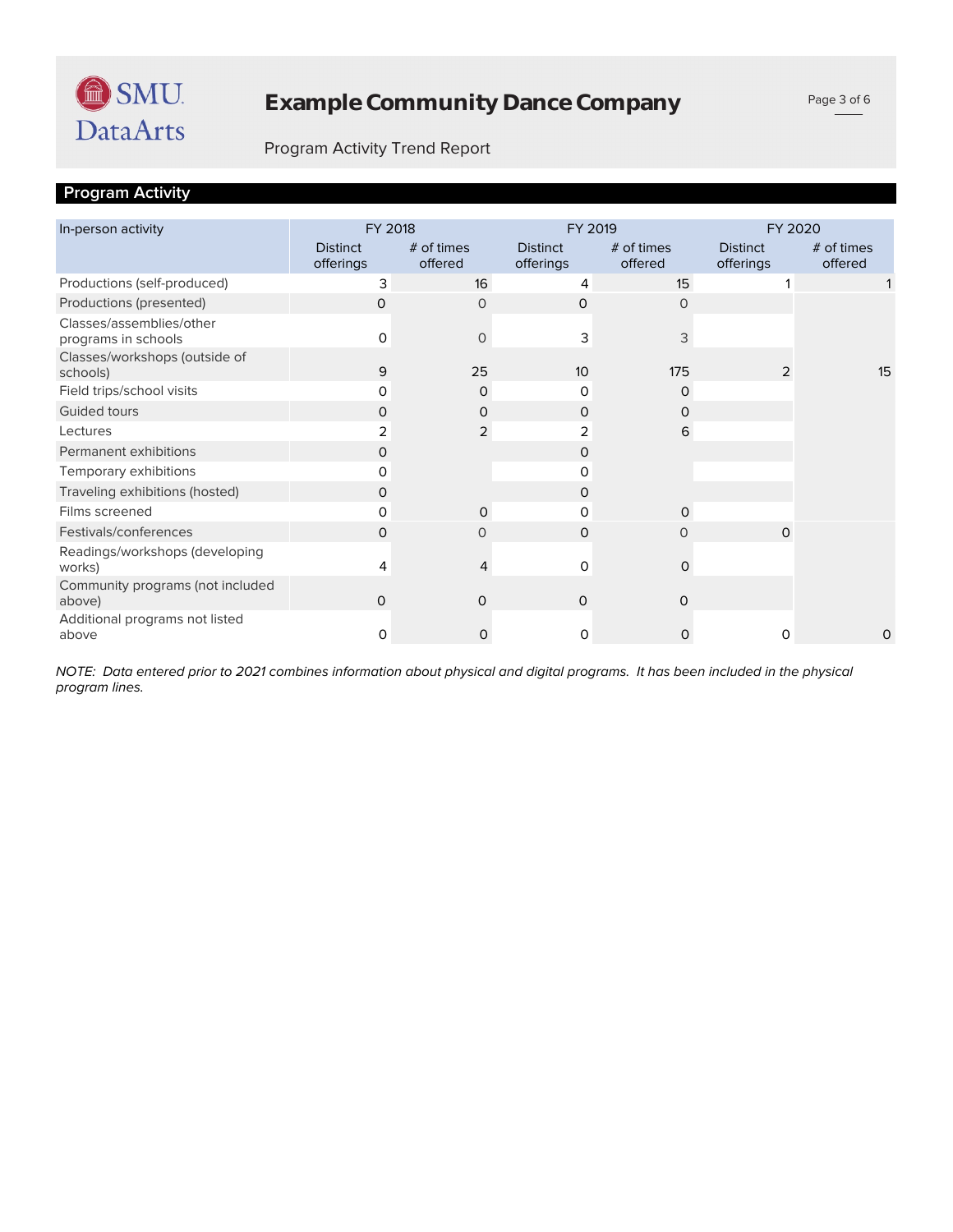# Example Community Dance Company

Program Activity Trend Report

## Program Activity

| In-person activity | FY 2018 | | FY 2019 | | FY 2020 | |
|---|---|---|---|---|---|---|
| | Distinct offerings | # of times offered | Distinct offerings | # of times offered | Distinct offerings | # of times offered |
| Productions (self-produced) | 3 | 16 | 4 | 15 | 1 | 1 |
| Productions (presented) | 0 | 0 | 0 | 0 | | |
| Classes/assemblies/other programs in schools | 0 | 0 | 3 | 3 | | |
| Classes/workshops (outside of schools) | 9 | 25 | 10 | 175 | 2 | 15 |
| Field trips/school visits | 0 | 0 | 0 | 0 | | |
| Guided tours | 0 | 0 | 0 | 0 | | |
| Lectures | 2 | 2 | 2 | 6 | | |
| Permanent exhibitions | 0 | | 0 | | | |
| Temporary exhibitions | 0 | | 0 | | | |
| Traveling exhibitions (hosted) | 0 | | 0 | | | |
| Films screened | 0 | 0 | 0 | 0 | | |
| Festivals/conferences | 0 | 0 | 0 | 0 | 0 | |
| Readings/workshops (developing works) | 4 | 4 | 0 | 0 | | |
| Community programs (not included above) | 0 | 0 | 0 | 0 | | |
| Additional programs not listed above | 0 | 0 | 0 | 0 | 0 | 0 |

*NOTE: Data entered prior to 2021 combines information about physical and digital programs. It has been included in the physical program lines.*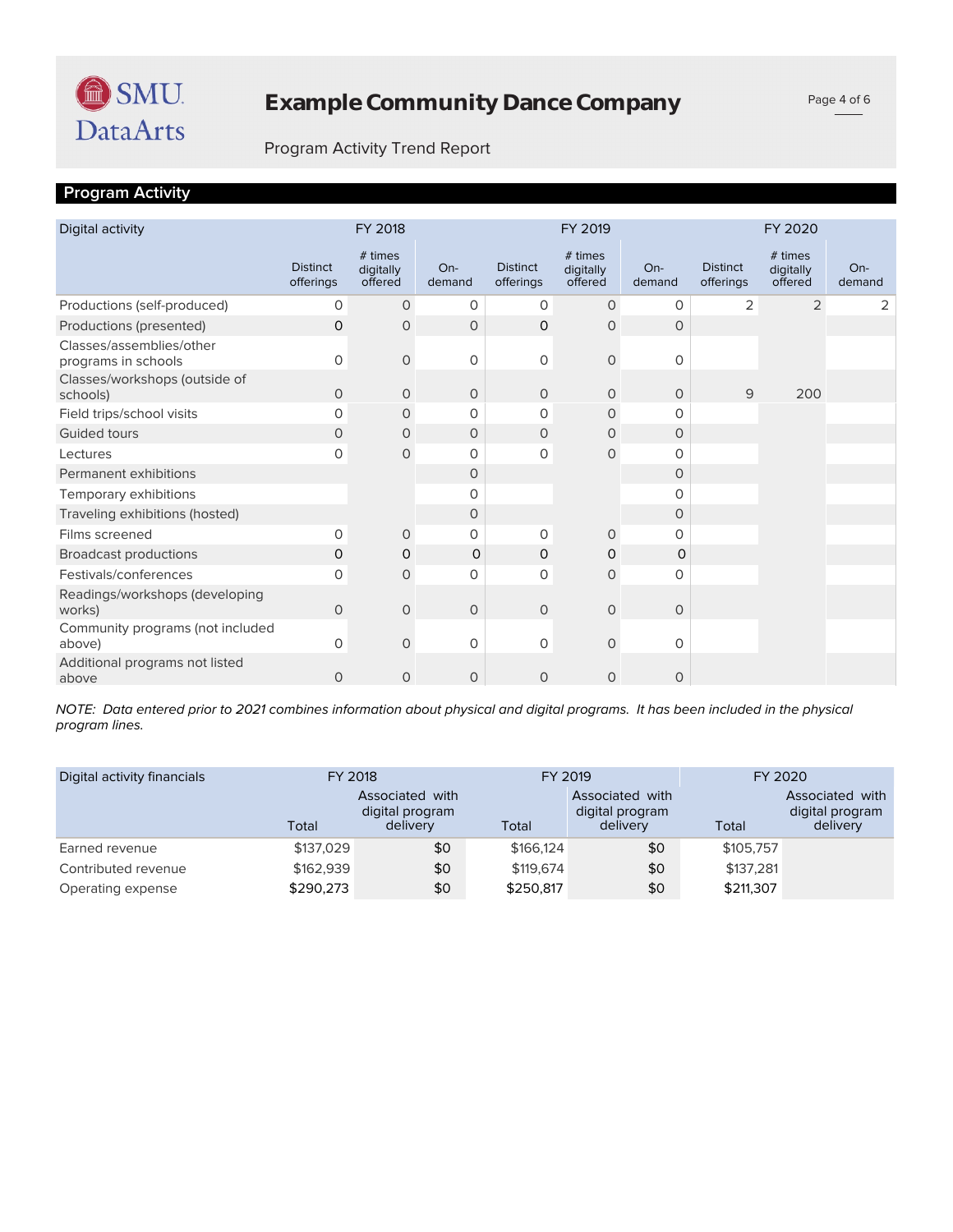# Example Community Dance Company

Program Activity Trend Report

## Program Activity

| Digital activity | FY 2018 | | | FY 2019 | | | FY 2020 | | |
|---|---|---|---|---|---|---|---|---|---|
| | Distinct offerings | # times digitally offered | On-demand | Distinct offerings | # times digitally offered | On-demand | Distinct offerings | # times digitally offered | On-demand |
| Productions (self-produced) | 0 | 0 | 0 | 0 | 0 | 0 | 2 | 2 | 2 |
| Productions (presented) | 0 | 0 | 0 | 0 | 0 | 0 | | | |
| Classes/assemblies/other programs in schools | 0 | 0 | 0 | 0 | 0 | 0 | | | |
| Classes/workshops (outside of schools) | 0 | 0 | 0 | 0 | 0 | 0 | 9 | 200 | |
| Field trips/school visits | 0 | 0 | 0 | 0 | 0 | 0 | | | |
| Guided tours | 0 | 0 | 0 | 0 | 0 | 0 | | | |
| Lectures | 0 | 0 | 0 | 0 | 0 | 0 | | | |
| Permanent exhibitions | | | 0 | | | 0 | | | |
| Temporary exhibitions | | | 0 | | | 0 | | | |
| Traveling exhibitions (hosted) | | | 0 | | | 0 | | | |
| Films screened | 0 | 0 | 0 | 0 | 0 | 0 | | | |
| Broadcast productions | 0 | 0 | 0 | 0 | 0 | 0 | | | |
| Festivals/conferences | 0 | 0 | 0 | 0 | 0 | 0 | | | |
| Readings/workshops (developing works) | 0 | 0 | 0 | 0 | 0 | 0 | | | |
| Community programs (not included above) | 0 | 0 | 0 | 0 | 0 | 0 | | | |
| Additional programs not listed above | 0 | 0 | 0 | 0 | 0 | 0 | | | |

*NOTE: Data entered prior to 2021 combines information about physical and digital programs. It has been included in the physical program lines.*

| Digital activity financials | FY 2018 | | FY 2019 | | FY 2020 | |
|---|---|---|---|---|---|---|
| | Total | Associated with digital program delivery | Total | Associated with digital program delivery | Total | Associated with digital program delivery |
| Earned revenue | $137,029 | $0 | $166,124 | $0 | $105,757 | |
| Contributed revenue | $162,939 | $0 | $119,674 | $0 | $137,281 | |
| Operating expense | $290,273 | $0 | $250,817 | $0 | $211,307 | |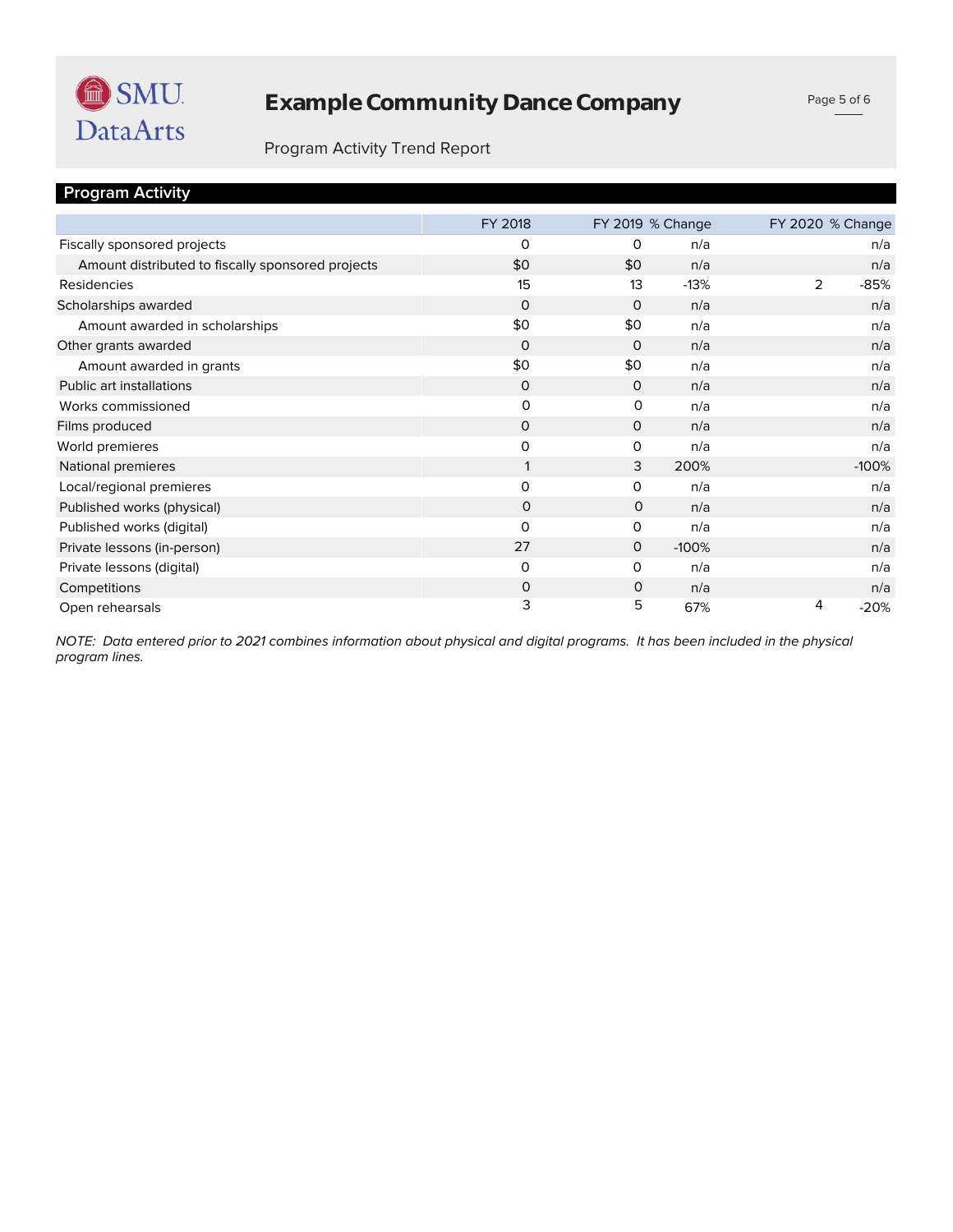# Example Community Dance Company

Program Activity Trend Report

## Program Activity

| | FY 2018 | FY 2019 | % Change | FY 2020 | % Change |
|---|---|---|---|---|---|
| Fiscally sponsored projects | 0 | 0 | n/a | | n/a |
| Amount distributed to fiscally sponsored projects | $0 | $0 | n/a | | n/a |
| Residencies | 15 | 13 | -13% | 2 | -85% |
| Scholarships awarded | 0 | 0 | n/a | | n/a |
| Amount awarded in scholarships | $0 | $0 | n/a | | n/a |
| Other grants awarded | 0 | 0 | n/a | | n/a |
| Amount awarded in grants | $0 | $0 | n/a | | n/a |
| Public art installations | 0 | 0 | n/a | | n/a |
| Works commissioned | 0 | 0 | n/a | | n/a |
| Films produced | 0 | 0 | n/a | | n/a |
| World premieres | 0 | 0 | n/a | | n/a |
| National premieres | 1 | 3 | 200% | | -100% |
| Local/regional premieres | 0 | 0 | n/a | | n/a |
| Published works (physical) | 0 | 0 | n/a | | n/a |
| Published works (digital) | 0 | 0 | n/a | | n/a |
| Private lessons (in-person) | 27 | 0 | -100% | | n/a |
| Private lessons (digital) | 0 | 0 | n/a | | n/a |
| Competitions | 0 | 0 | n/a | | n/a |
| Open rehearsals | 3 | 5 | 67% | 4 | -20% |

*NOTE: Data entered prior to 2021 combines information about physical and digital programs. It has been included in the physical program lines.*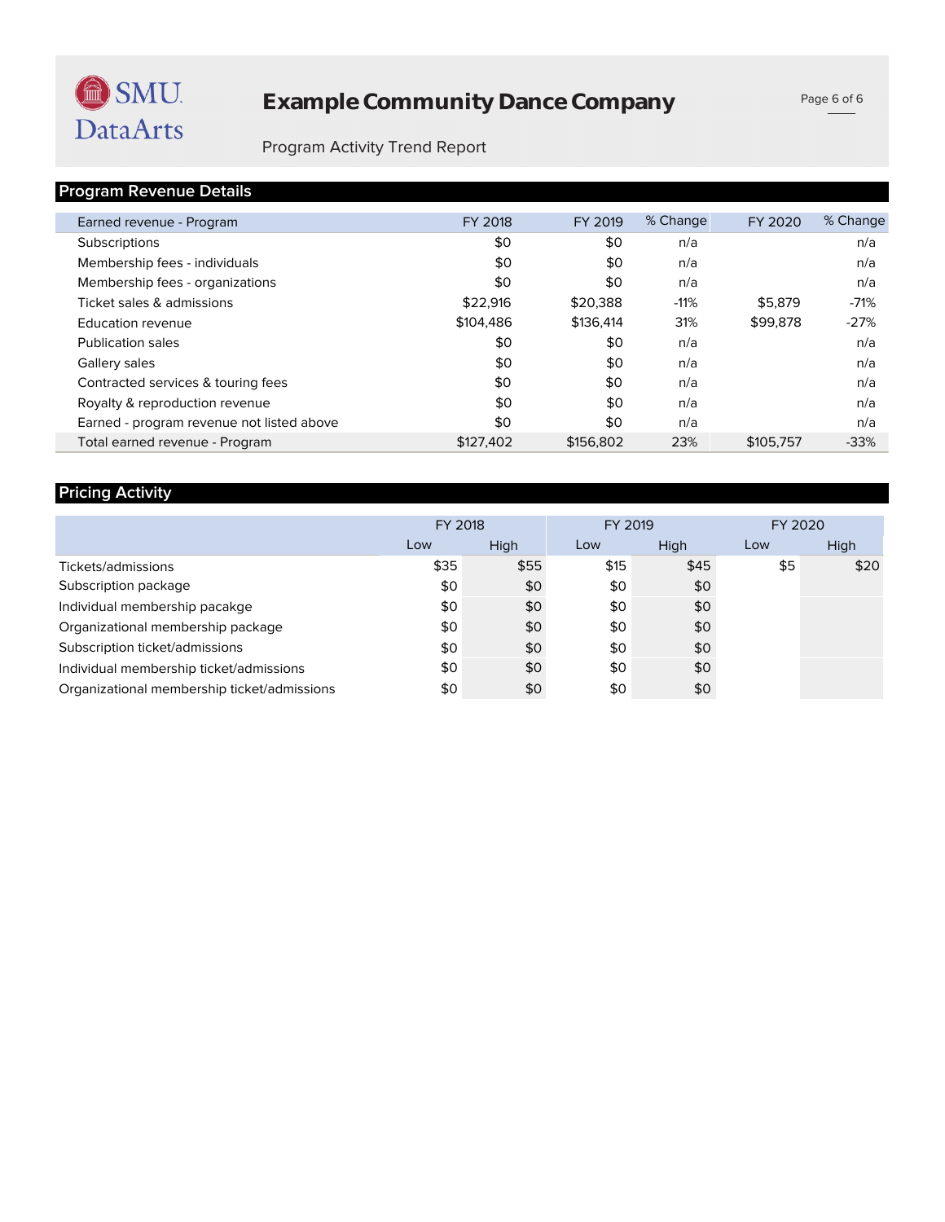# Example Community Dance Company

Program Activity Trend Report

## Program Revenue Details

| Earned revenue - Program | FY 2018 | FY 2019 | % Change | FY 2020 | % Change |
|---|---|---|---|---|---|
| Subscriptions | $0 | $0 | n/a | | n/a |
| Membership fees - individuals | $0 | $0 | n/a | | n/a |
| Membership fees - organizations | $0 | $0 | n/a | | n/a |
| Ticket sales & admissions | $22,916 | $20,388 | -11% | $5,879 | -71% |
| Education revenue | $104,486 | $136,414 | 31% | $99,878 | -27% |
| Publication sales | $0 | $0 | n/a | | n/a |
| Gallery sales | $0 | $0 | n/a | | n/a |
| Contracted services & touring fees | $0 | $0 | n/a | | n/a |
| Royalty & reproduction revenue | $0 | $0 | n/a | | n/a |
| Earned - program revenue not listed above | $0 | $0 | n/a | | n/a |
| Total earned revenue - Program | $127,402 | $156,802 | 23% | $105,757 | -33% |

## Pricing Activity

| | FY 2018 | | FY 2019 | | FY 2020 | |
|---|---|---|---|---|---|---|
| | Low | High | Low | High | Low | High |
| Tickets/admissions | $35 | $55 | $15 | $45 | $5 | $20 |
| Subscription package | $0 | $0 | $0 | $0 | | |
| Individual membership pacakge | $0 | $0 | $0 | $0 | | |
| Organizational membership package | $0 | $0 | $0 | $0 | | |
| Subscription ticket/admissions | $0 | $0 | $0 | $0 | | |
| Individual membership ticket/admissions | $0 | $0 | $0 | $0 | | |
| Organizational membership ticket/admissions | $0 | $0 | $0 | $0 | | |